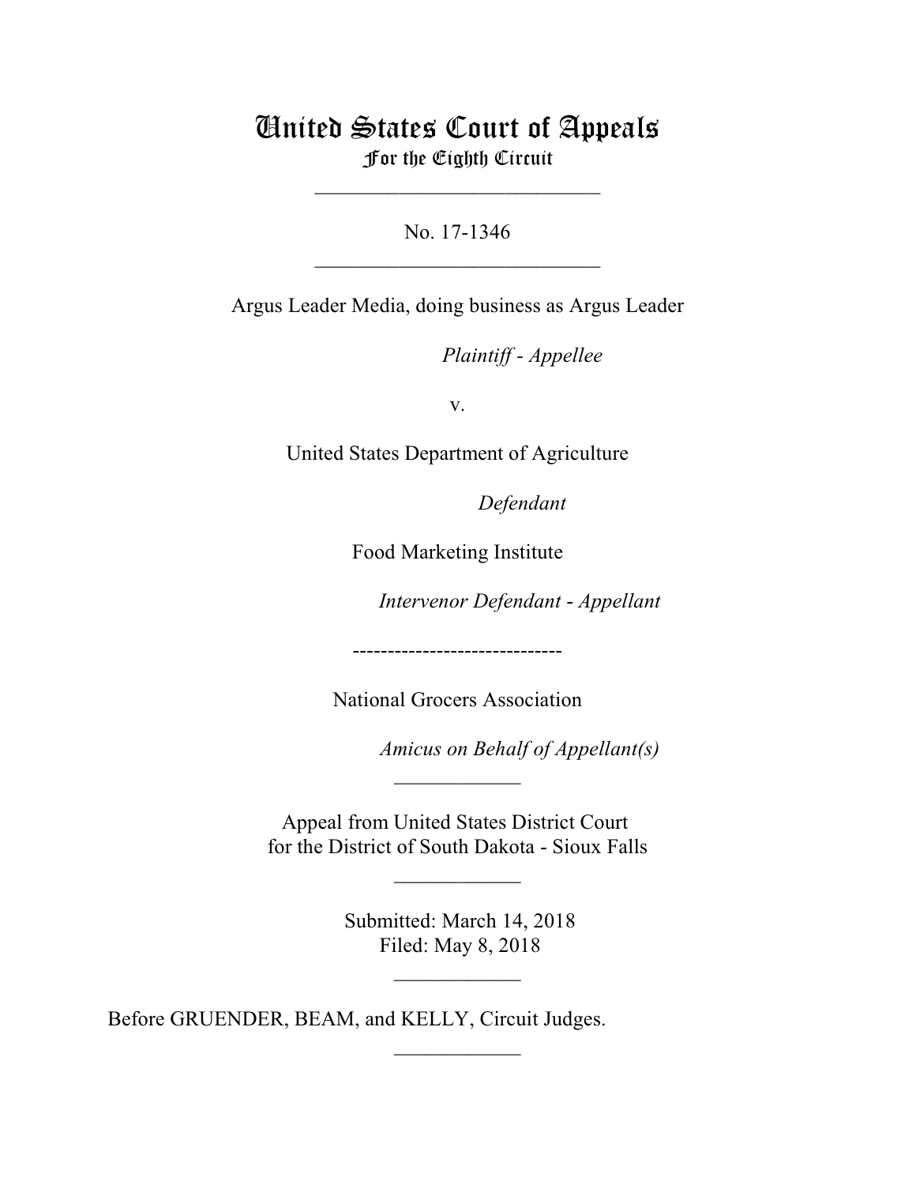# United States Court of Appeals
## For the Eighth Circuit

___________________________

No. 17-1346

___________________________

Argus Leader Media, doing business as Argus Leader

*Plaintiff - Appellee*

v.

United States Department of Agriculture

*Defendant*

Food Marketing Institute

*Intervenor Defendant - Appellant*

------------------------------

National Grocers Association

*Amicus on Behalf of Appellant(s)*

____________

Appeal from United States District Court
for the District of South Dakota - Sioux Falls

____________

Submitted: March 14, 2018
Filed: May 8, 2018

____________

Before GRUENDER, BEAM, and KELLY, Circuit Judges.

____________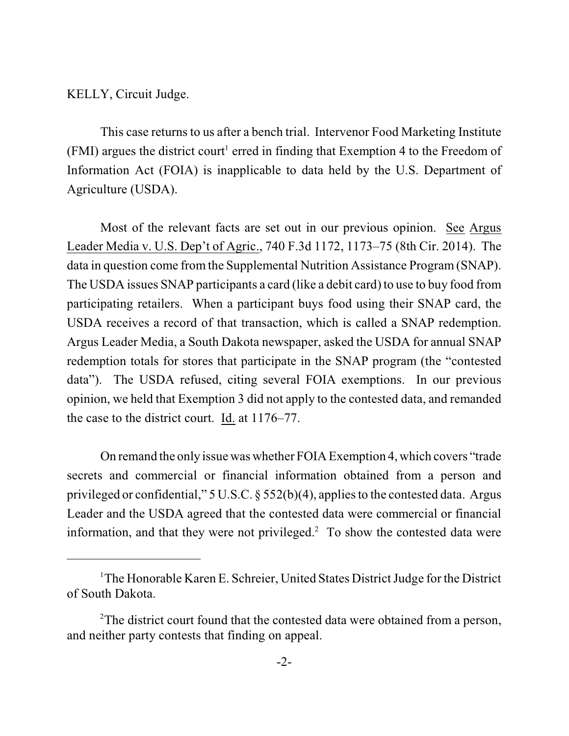KELLY, Circuit Judge.

This case returns to us after a bench trial. Intervenor Food Marketing Institute (FMI) argues the district court[1] erred in finding that Exemption 4 to the Freedom of Information Act (FOIA) is inapplicable to data held by the U.S. Department of Agriculture (USDA).

Most of the relevant facts are set out in our previous opinion. See Argus Leader Media v. U.S. Dep't of Agric., 740 F.3d 1172, 1173–75 (8th Cir. 2014). The data in question come from the Supplemental Nutrition Assistance Program (SNAP). The USDA issues SNAP participants a card (like a debit card) to use to buy food from participating retailers. When a participant buys food using their SNAP card, the USDA receives a record of that transaction, which is called a SNAP redemption. Argus Leader Media, a South Dakota newspaper, asked the USDA for annual SNAP redemption totals for stores that participate in the SNAP program (the "contested data"). The USDA refused, citing several FOIA exemptions. In our previous opinion, we held that Exemption 3 did not apply to the contested data, and remanded the case to the district court. Id. at 1176–77.

On remand the only issue was whether FOIA Exemption 4, which covers "trade secrets and commercial or financial information obtained from a person and privileged or confidential," 5 U.S.C. § 552(b)(4), applies to the contested data. Argus Leader and the USDA agreed that the contested data were commercial or financial information, and that they were not privileged.[2] To show the contested data were

---

[1]The Honorable Karen E. Schreier, United States District Judge for the District of South Dakota.

[2]The district court found that the contested data were obtained from a person, and neither party contests that finding on appeal.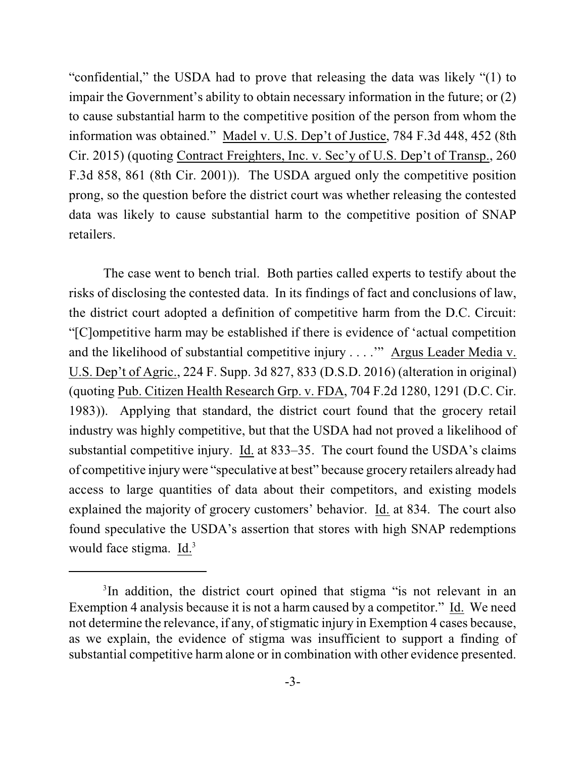"confidential," the USDA had to prove that releasing the data was likely "(1) to impair the Government's ability to obtain necessary information in the future; or (2) to cause substantial harm to the competitive position of the person from whom the information was obtained." Madel v. U.S. Dep't of Justice, 784 F.3d 448, 452 (8th Cir. 2015) (quoting Contract Freighters, Inc. v. Sec'y of U.S. Dep't of Transp., 260 F.3d 858, 861 (8th Cir. 2001)). The USDA argued only the competitive position prong, so the question before the district court was whether releasing the contested data was likely to cause substantial harm to the competitive position of SNAP retailers.

The case went to bench trial. Both parties called experts to testify about the risks of disclosing the contested data. In its findings of fact and conclusions of law, the district court adopted a definition of competitive harm from the D.C. Circuit: "[C]ompetitive harm may be established if there is evidence of 'actual competition and the likelihood of substantial competitive injury . . . .'" Argus Leader Media v. U.S. Dep't of Agric., 224 F. Supp. 3d 827, 833 (D.S.D. 2016) (alteration in original) (quoting Pub. Citizen Health Research Grp. v. FDA, 704 F.2d 1280, 1291 (D.C. Cir. 1983)). Applying that standard, the district court found that the grocery retail industry was highly competitive, but that the USDA had not proved a likelihood of substantial competitive injury. Id. at 833–35. The court found the USDA's claims of competitive injury were "speculative at best" because grocery retailers already had access to large quantities of data about their competitors, and existing models explained the majority of grocery customers' behavior. Id. at 834. The court also found speculative the USDA's assertion that stores with high SNAP redemptions would face stigma. Id.[3]

[3]In addition, the district court opined that stigma "is not relevant in an Exemption 4 analysis because it is not a harm caused by a competitor." Id. We need not determine the relevance, if any, of stigmatic injury in Exemption 4 cases because, as we explain, the evidence of stigma was insufficient to support a finding of substantial competitive harm alone or in combination with other evidence presented.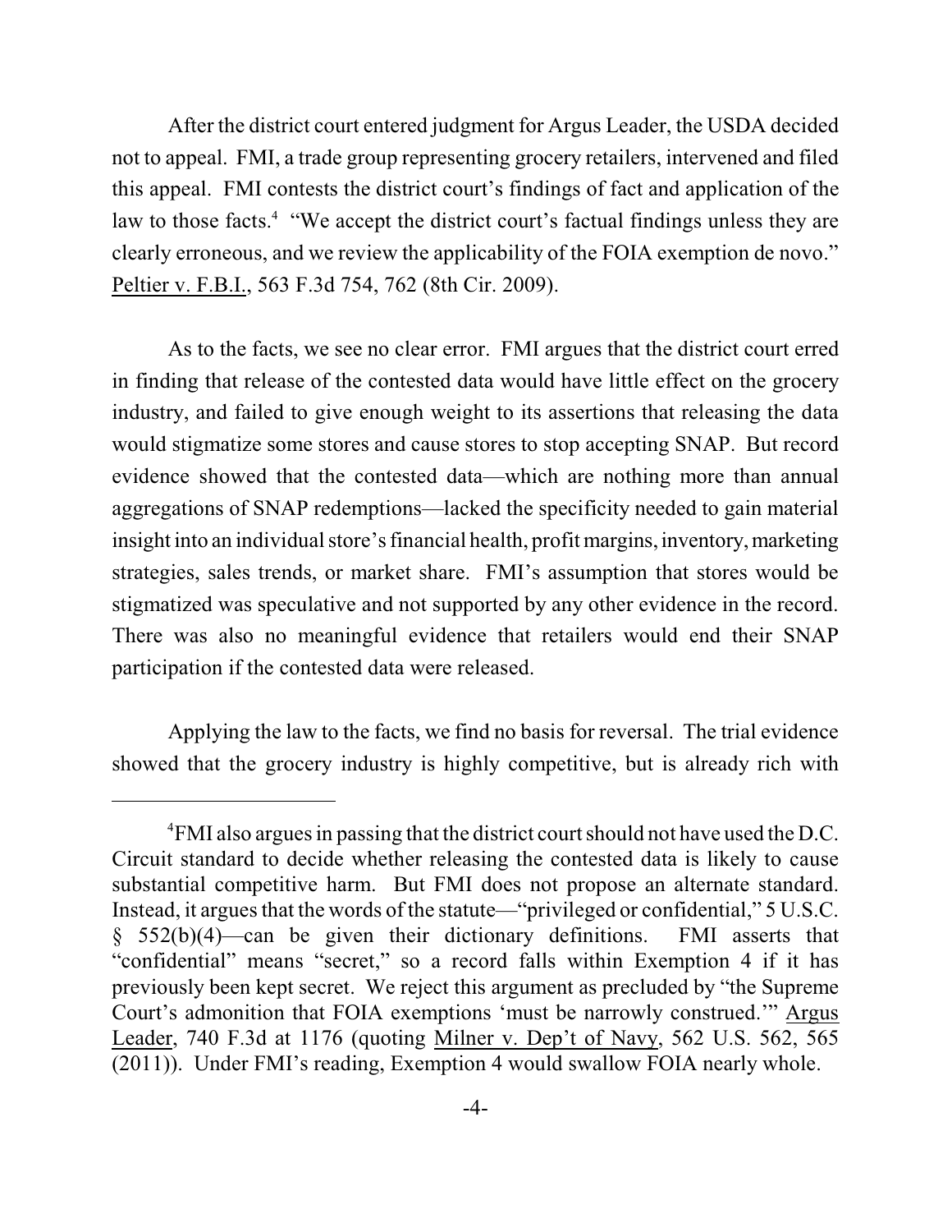After the district court entered judgment for Argus Leader, the USDA decided not to appeal. FMI, a trade group representing grocery retailers, intervened and filed this appeal. FMI contests the district court's findings of fact and application of the law to those facts.[4] "We accept the district court's factual findings unless they are clearly erroneous, and we review the applicability of the FOIA exemption de novo." Peltier v. F.B.I., 563 F.3d 754, 762 (8th Cir. 2009).

As to the facts, we see no clear error. FMI argues that the district court erred in finding that release of the contested data would have little effect on the grocery industry, and failed to give enough weight to its assertions that releasing the data would stigmatize some stores and cause stores to stop accepting SNAP. But record evidence showed that the contested data—which are nothing more than annual aggregations of SNAP redemptions—lacked the specificity needed to gain material insight into an individual store's financial health, profit margins, inventory, marketing strategies, sales trends, or market share. FMI's assumption that stores would be stigmatized was speculative and not supported by any other evidence in the record. There was also no meaningful evidence that retailers would end their SNAP participation if the contested data were released.

Applying the law to the facts, we find no basis for reversal. The trial evidence showed that the grocery industry is highly competitive, but is already rich with

[4] FMI also argues in passing that the district court should not have used the D.C. Circuit standard to decide whether releasing the contested data is likely to cause substantial competitive harm. But FMI does not propose an alternate standard. Instead, it argues that the words of the statute—"privileged or confidential," 5 U.S.C. § 552(b)(4)—can be given their dictionary definitions. FMI asserts that "confidential" means "secret," so a record falls within Exemption 4 if it has previously been kept secret. We reject this argument as precluded by "the Supreme Court's admonition that FOIA exemptions 'must be narrowly construed.'" Argus Leader, 740 F.3d at 1176 (quoting Milner v. Dep't of Navy, 562 U.S. 562, 565 (2011)). Under FMI's reading, Exemption 4 would swallow FOIA nearly whole.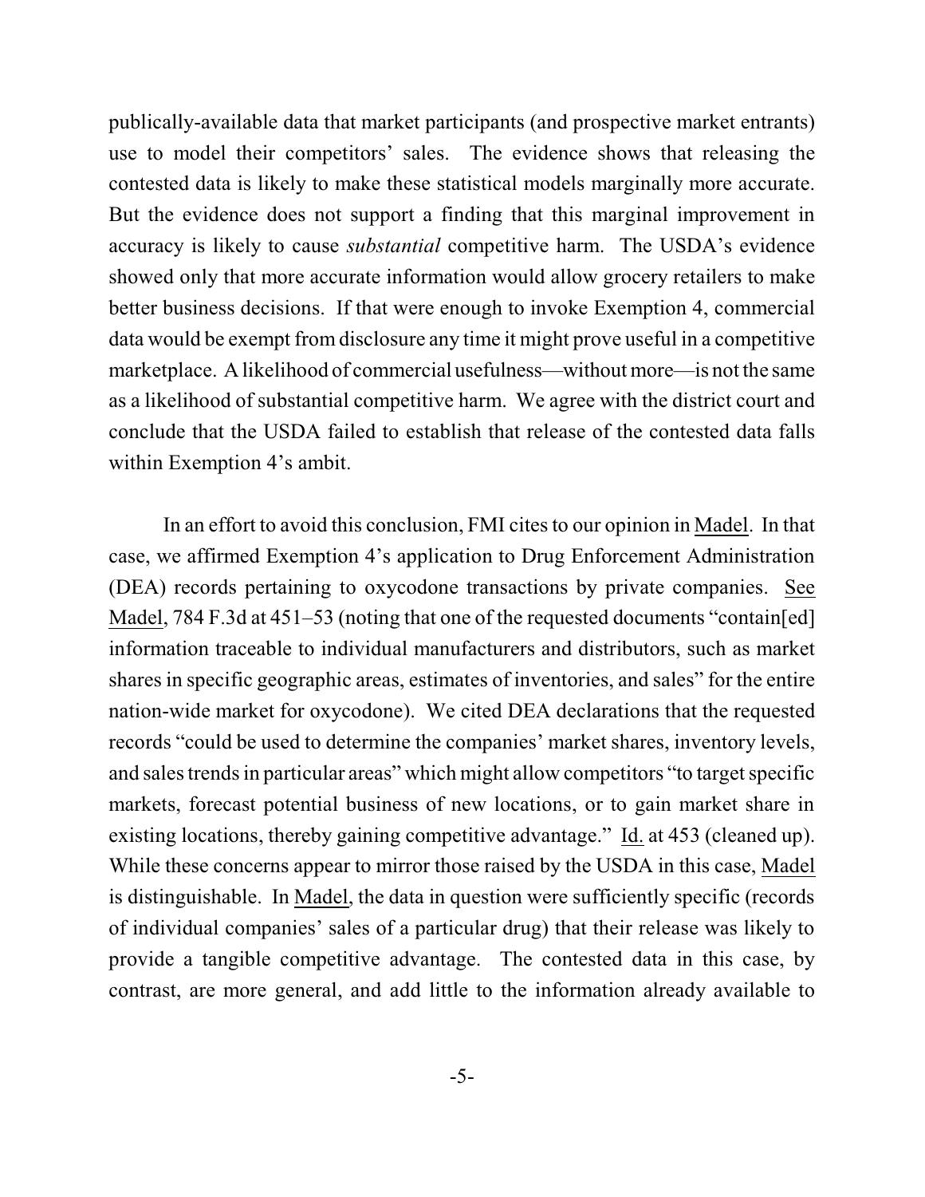publically-available data that market participants (and prospective market entrants) use to model their competitors' sales. The evidence shows that releasing the contested data is likely to make these statistical models marginally more accurate. But the evidence does not support a finding that this marginal improvement in accuracy is likely to cause *substantial* competitive harm. The USDA's evidence showed only that more accurate information would allow grocery retailers to make better business decisions. If that were enough to invoke Exemption 4, commercial data would be exempt from disclosure any time it might prove useful in a competitive marketplace. A likelihood of commercial usefulness—without more—is not the same as a likelihood of substantial competitive harm. We agree with the district court and conclude that the USDA failed to establish that release of the contested data falls within Exemption 4's ambit.

In an effort to avoid this conclusion, FMI cites to our opinion in Madel. In that case, we affirmed Exemption 4's application to Drug Enforcement Administration (DEA) records pertaining to oxycodone transactions by private companies. See Madel, 784 F.3d at 451–53 (noting that one of the requested documents "contain[ed] information traceable to individual manufacturers and distributors, such as market shares in specific geographic areas, estimates of inventories, and sales" for the entire nation-wide market for oxycodone). We cited DEA declarations that the requested records "could be used to determine the companies' market shares, inventory levels, and sales trends in particular areas" which might allow competitors "to target specific markets, forecast potential business of new locations, or to gain market share in existing locations, thereby gaining competitive advantage." Id. at 453 (cleaned up). While these concerns appear to mirror those raised by the USDA in this case, Madel is distinguishable. In Madel, the data in question were sufficiently specific (records of individual companies' sales of a particular drug) that their release was likely to provide a tangible competitive advantage. The contested data in this case, by contrast, are more general, and add little to the information already available to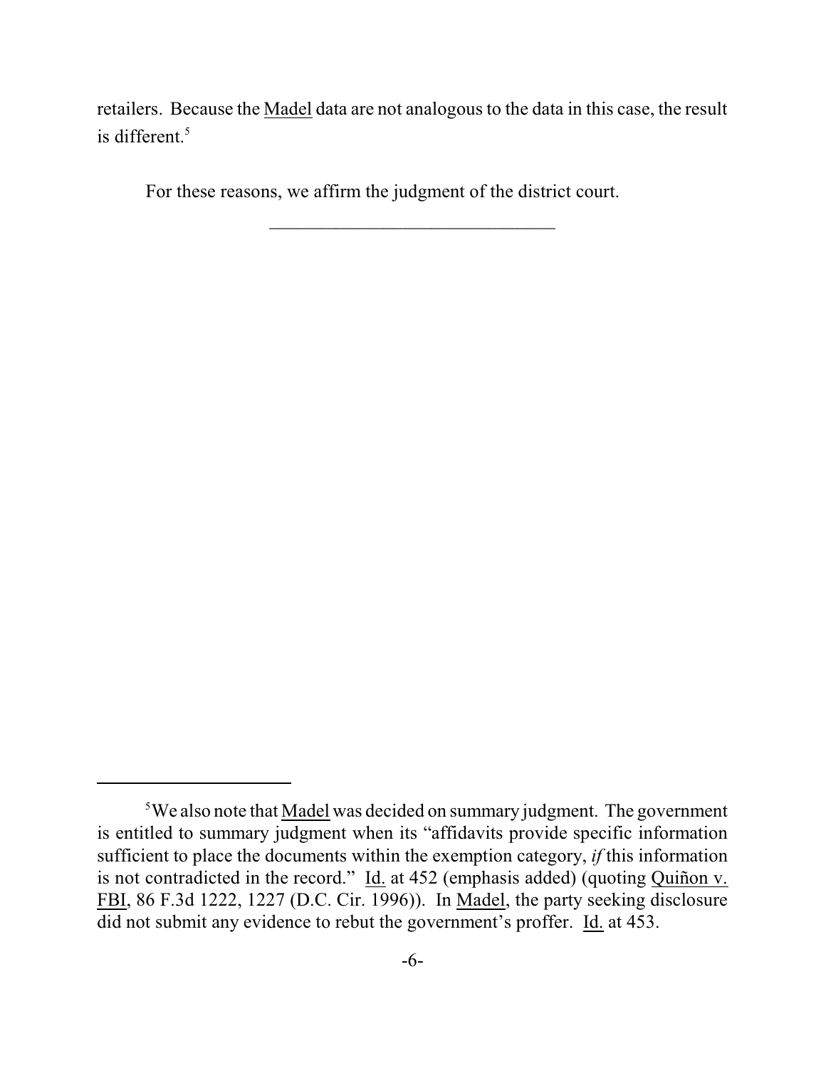retailers. Because the Madel data are not analogous to the data in this case, the result is different.[5]

For these reasons, we affirm the judgment of the district court.

---

[5] We also note that Madel was decided on summary judgment. The government is entitled to summary judgment when its "affidavits provide specific information sufficient to place the documents within the exemption category, *if* this information is not contradicted in the record." Id. at 452 (emphasis added) (quoting Quiñon v. FBI, 86 F.3d 1222, 1227 (D.C. Cir. 1996)). In Madel, the party seeking disclosure did not submit any evidence to rebut the government's proffer. Id. at 453.